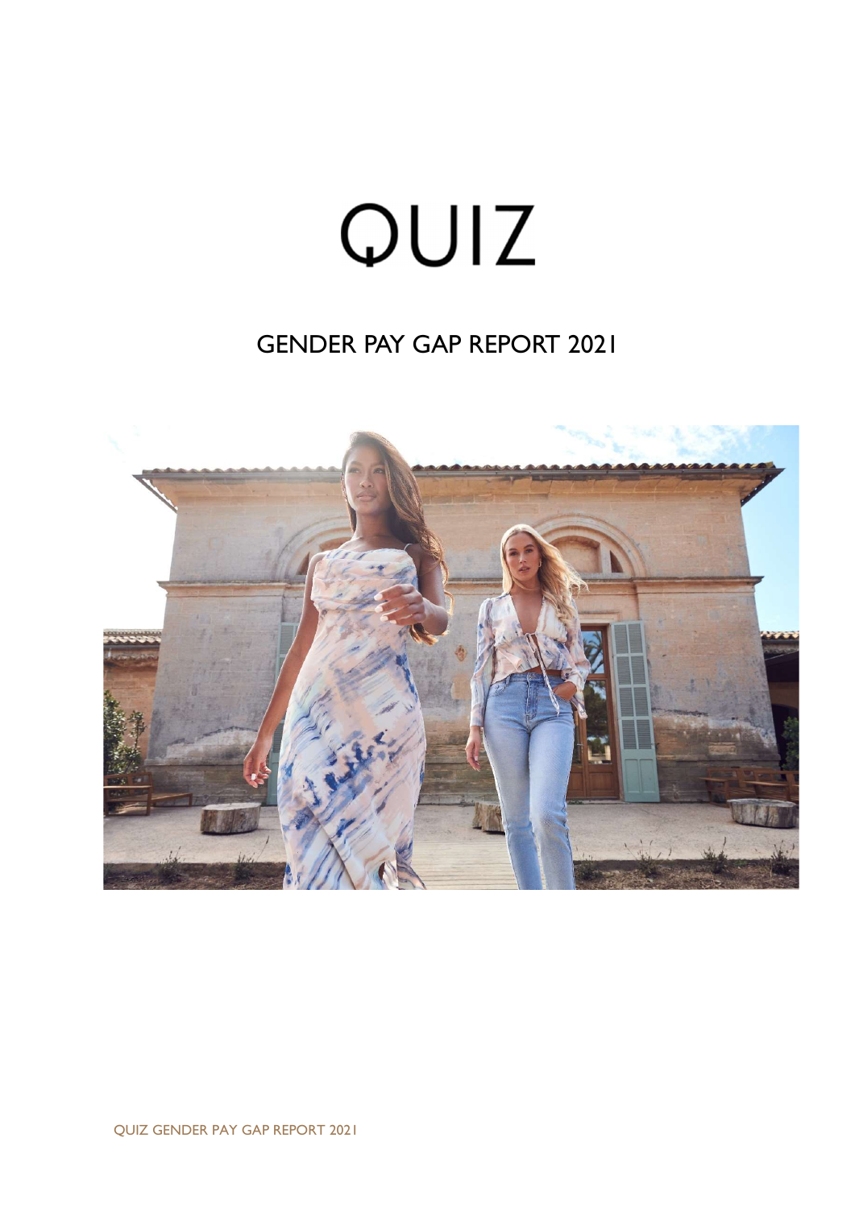# QUIZ

## GENDER PAY GAP REPORT 2021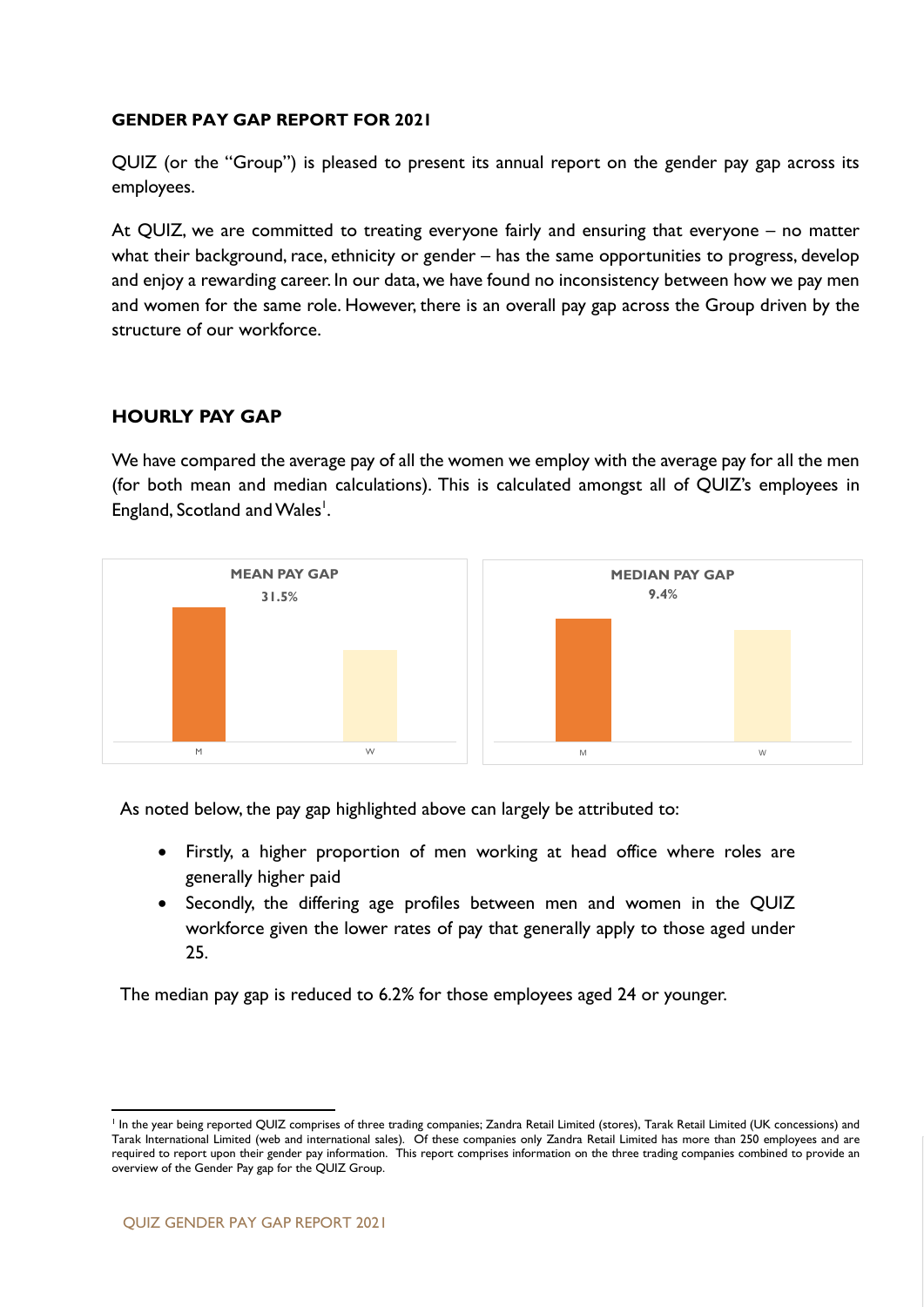**GENDER PAY GAP REPORT FOR 2021**

QUIZ (or the "Group") is pleased to present its annual report on the gender pay gap across its employees.

At QUIZ, we are committed to treating everyone fairly and ensuring that everyone – no matter what their background, race, ethnicity or gender – has the same opportunities to progress, develop and enjoy a rewarding career. In our data, we have found no inconsistency between how we pay men and women for the same role. However, there is an overall pay gap across the Group driven by the structure of our workforce.

## HOURLY PAY GAP

We have compared the average pay of all the women we employ with the average pay for all the men (for both mean and median calculations). This is calculated amongst all of QUIZ's employees in England, Scotland and Wales[1].

**MEAN PAY GAP**
**31.5%**

M W

**MEDIAN PAY GAP**
**9.4%**

M W

As noted below, the pay gap highlighted above can largely be attributed to:

- Firstly, a higher proportion of men working at head office where roles are generally higher paid
- Secondly, the differing age profiles between men and women in the QUIZ workforce given the lower rates of pay that generally apply to those aged under 25.

The median pay gap is reduced to 6.2% for those employees aged 24 or younger.

[1] In the year being reported QUIZ comprises of three trading companies; Zandra Retail Limited (stores), Tarak Retail Limited (UK concessions) and Tarak International Limited (web and international sales). Of these companies only Zandra Retail Limited has more than 250 employees and are required to report upon their gender pay information. This report comprises information on the three trading companies combined to provide an overview of the Gender Pay gap for the QUIZ Group.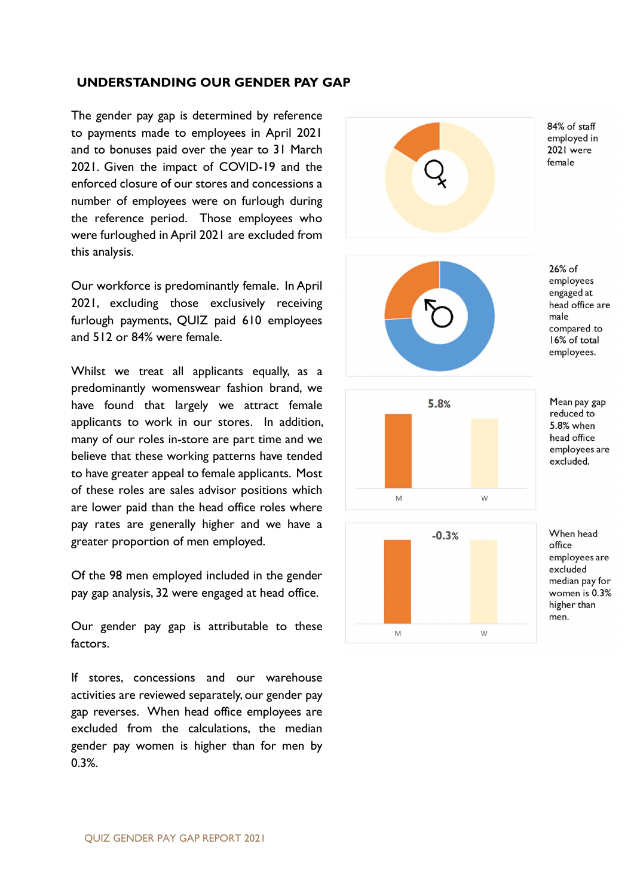## UNDERSTANDING OUR GENDER PAY GAP

The gender pay gap is determined by reference to payments made to employees in April 2021 and to bonuses paid over the year to 31 March 2021. Given the impact of COVID-19 and the enforced closure of our stores and concessions a number of employees were on furlough during the reference period. Those employees who were furloughed in April 2021 are excluded from this analysis.

Our workforce is predominantly female. In April 2021, excluding those exclusively receiving furlough payments, QUIZ paid 610 employees and 512 or 84% were female.

Whilst we treat all applicants equally, as a predominantly womenswear fashion brand, we have found that largely we attract female applicants to work in our stores. In addition, many of our roles in-store are part time and we believe that these working patterns have tended to have greater appeal to female applicants. Most of these roles are sales advisor positions which are lower paid than the head office roles where pay rates are generally higher and we have a greater proportion of men employed.

Of the 98 men employed included in the gender pay gap analysis, 32 were engaged at head office.

Our gender pay gap is attributable to these factors.

If stores, concessions and our warehouse activities are reviewed separately, our gender pay gap reverses. When head office employees are excluded from the calculations, the median gender pay women is higher than for men by 0.3%.

84% of staff employed in 2021 were female

26% of employees engaged at head office are male compared to 16% of total employees.

5.8%

M W

Mean pay gap reduced to 5.8% when head office employees are excluded.

-0.3%

M W

When head office employees are excluded median pay for women is 0.3% higher than men.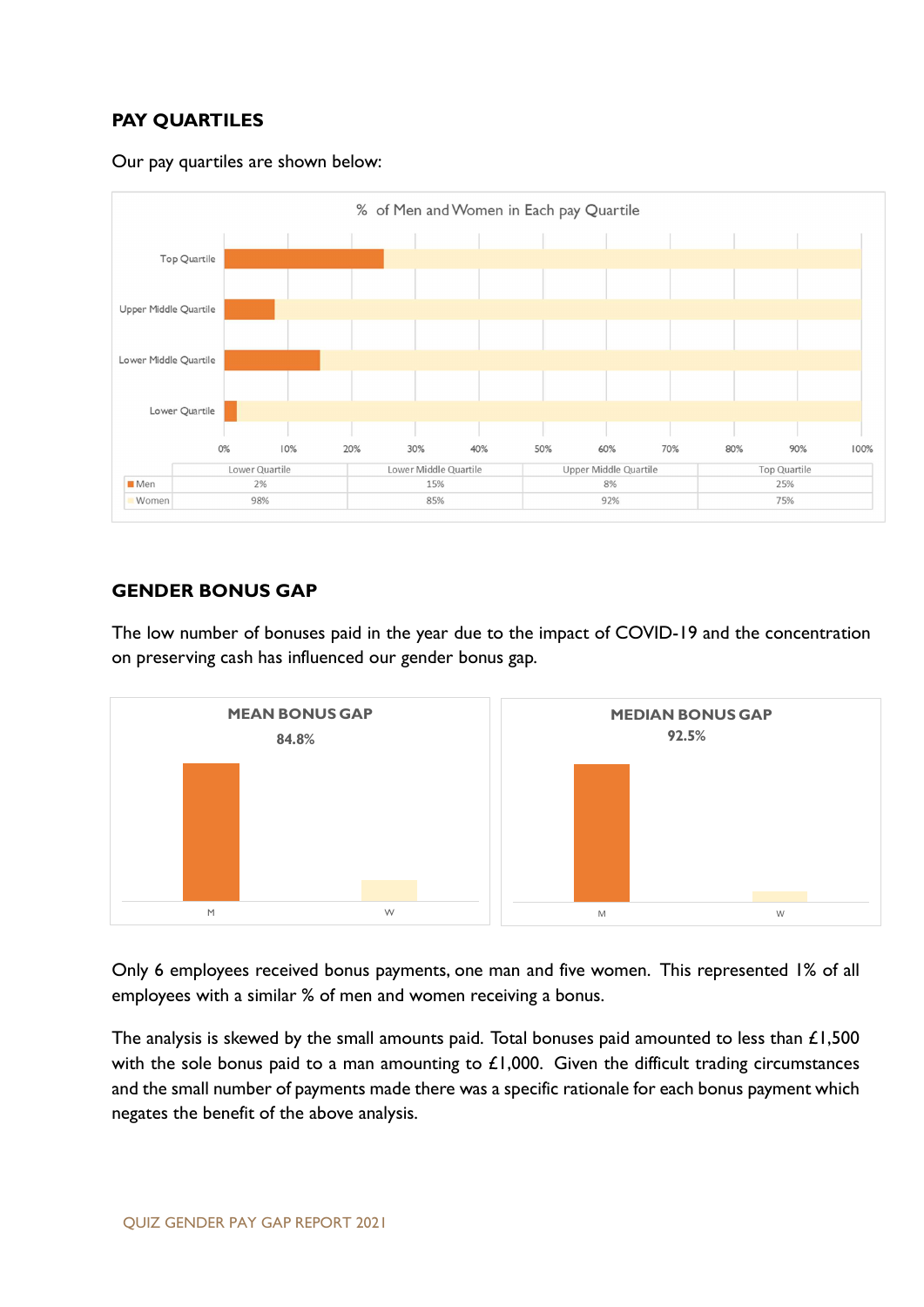## PAY QUARTILES

Our pay quartiles are shown below:

% of Men and Women in Each pay Quartile

| | Lower Quartile | Lower Middle Quartile | Upper Middle Quartile | Top Quartile |
|---|---|---|---|---|
| Men | 2% | 15% | 8% | 25% |
| Women | 98% | 85% | 92% | 75% |

## GENDER BONUS GAP

The low number of bonuses paid in the year due to the impact of COVID-19 and the concentration on preserving cash has influenced our gender bonus gap.

**MEAN BONUS GAP**
84.8%

**MEDIAN BONUS GAP**
92.5%

Only 6 employees received bonus payments, one man and five women. This represented 1% of all employees with a similar % of men and women receiving a bonus.

The analysis is skewed by the small amounts paid. Total bonuses paid amounted to less than £1,500 with the sole bonus paid to a man amounting to £1,000. Given the difficult trading circumstances and the small number of payments made there was a specific rationale for each bonus payment which negates the benefit of the above analysis.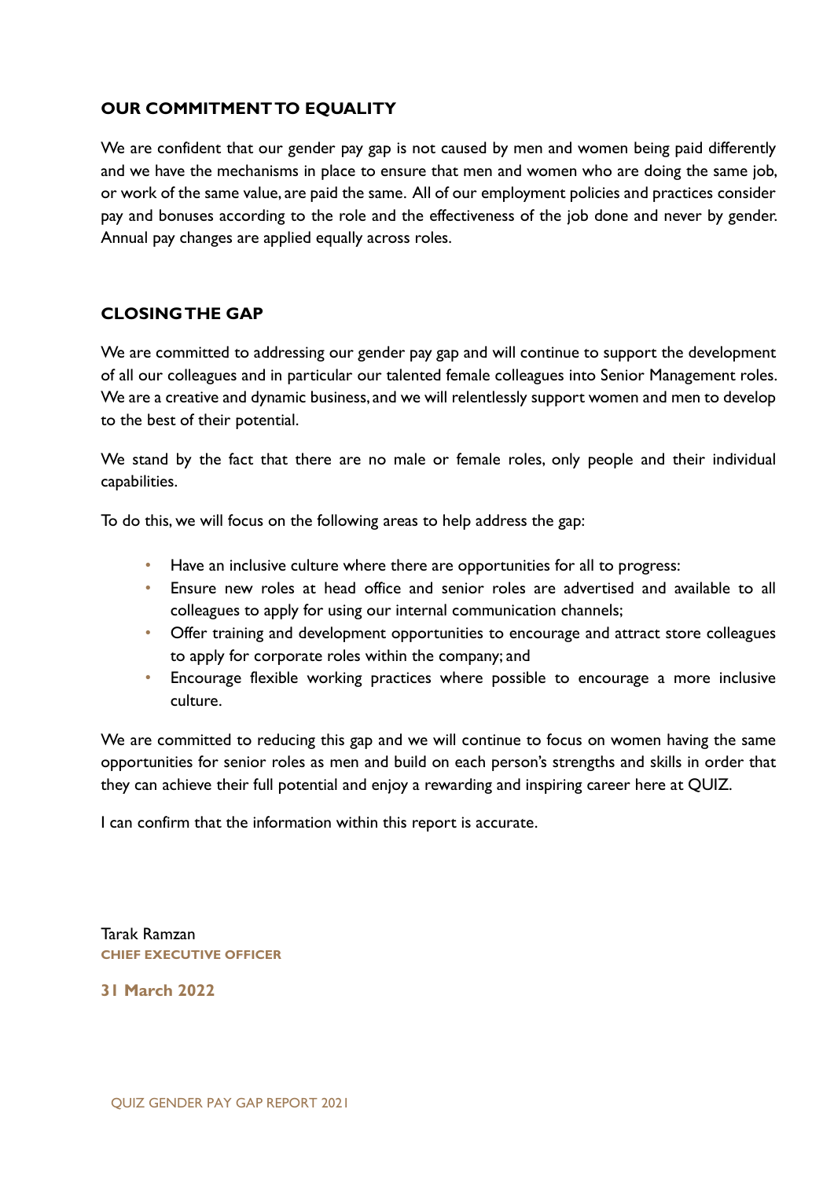## OUR COMMITMENT TO EQUALITY

We are confident that our gender pay gap is not caused by men and women being paid differently and we have the mechanisms in place to ensure that men and women who are doing the same job, or work of the same value, are paid the same. All of our employment policies and practices consider pay and bonuses according to the role and the effectiveness of the job done and never by gender. Annual pay changes are applied equally across roles.

## CLOSING THE GAP

We are committed to addressing our gender pay gap and will continue to support the development of all our colleagues and in particular our talented female colleagues into Senior Management roles. We are a creative and dynamic business, and we will relentlessly support women and men to develop to the best of their potential.

We stand by the fact that there are no male or female roles, only people and their individual capabilities.

To do this, we will focus on the following areas to help address the gap:

- Have an inclusive culture where there are opportunities for all to progress:
- Ensure new roles at head office and senior roles are advertised and available to all colleagues to apply for using our internal communication channels;
- Offer training and development opportunities to encourage and attract store colleagues to apply for corporate roles within the company; and
- Encourage flexible working practices where possible to encourage a more inclusive culture.

We are committed to reducing this gap and we will continue to focus on women having the same opportunities for senior roles as men and build on each person's strengths and skills in order that they can achieve their full potential and enjoy a rewarding and inspiring career here at QUIZ.

I can confirm that the information within this report is accurate.

Tarak Ramzan
**CHIEF EXECUTIVE OFFICER**

**31 March 2022**